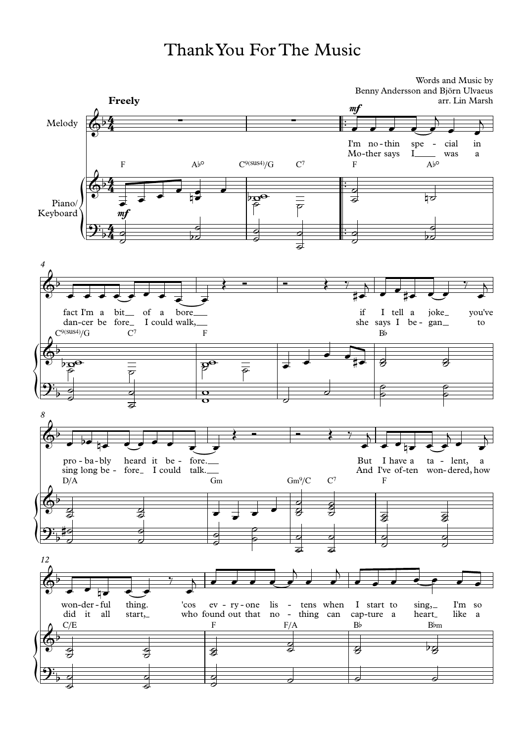# Thank You For The Music

Words and Music by
Benny Andersson and Björn Ulvaeus
arr. Lin Marsh

**Freely**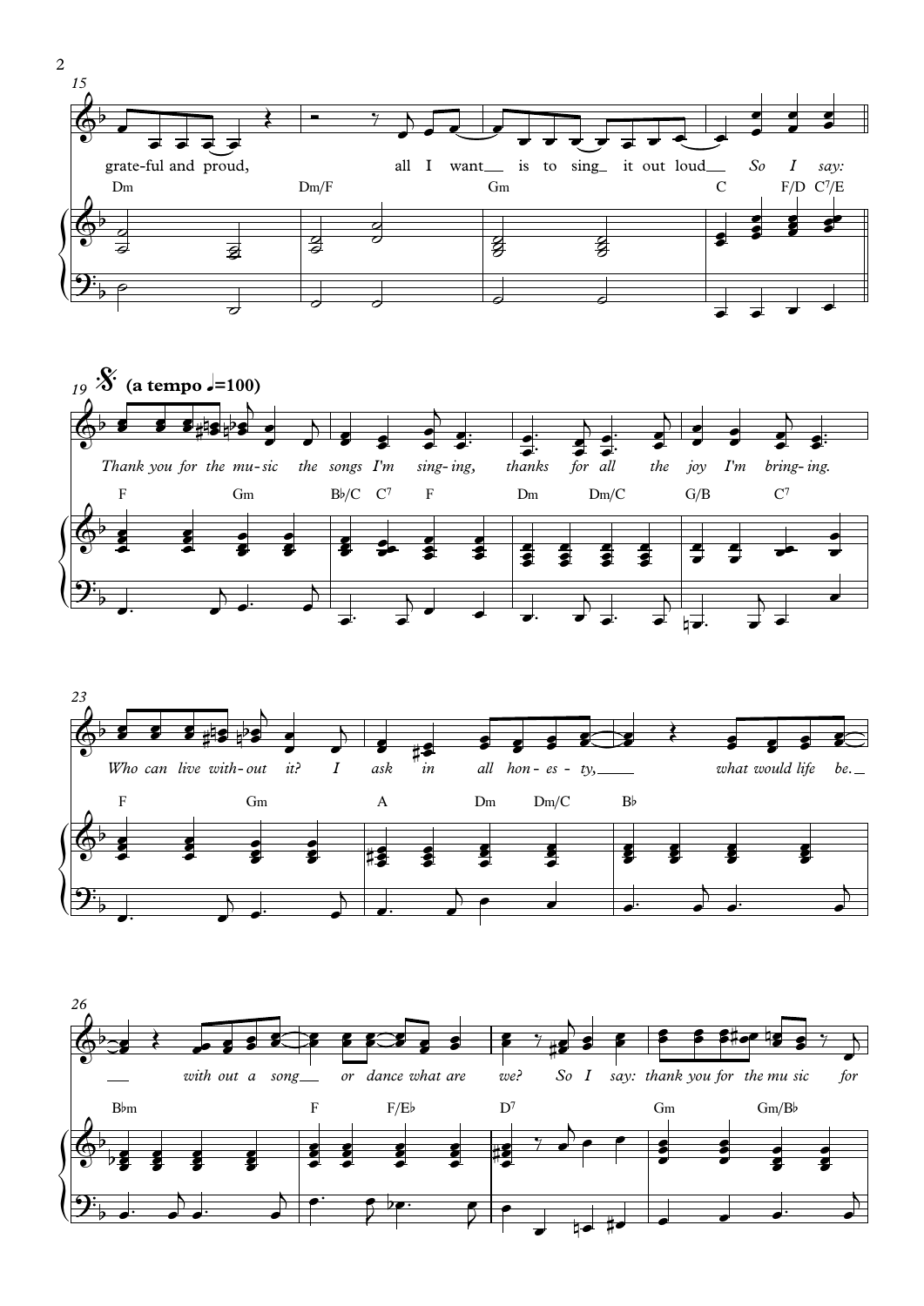15

grate-ful and proud, all I want__ is to sing__ it out loud__ *So I say:*

Dm Dm/F Gm C F/D C7/E

19 𝄋 **(a tempo ♩=100)**

*Thank you for the mu-sic the songs I'm sing-ing, thanks for all the joy I'm bring-ing.*

F Gm B♭/C C7 F Dm Dm/C G/B C7

23

*Who can live with-out it? I ask in all hon-es-ty,____ what would life be.__*

F Gm A Dm Dm/C B♭

26

*__ with out a song__ or dance what are we? So I say: thank you for the mu sic for*

B♭m F F/E♭ D7 Gm Gm/B♭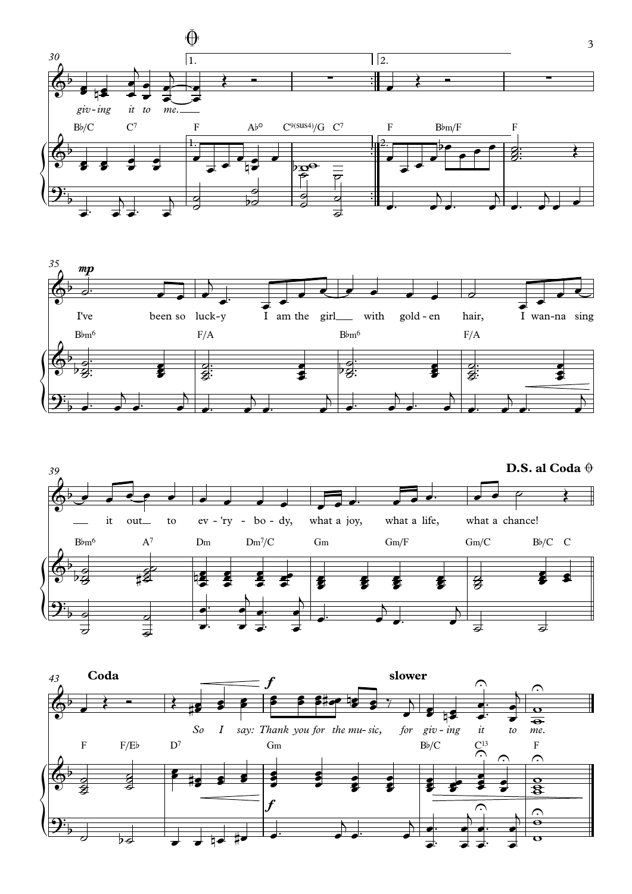30

giv-ing it to me.

B♭/C C7 F A♭° C9(sus4)/G C7 F B♭m/F F

35 *mp*

I've been so luck-y I am the girl with gold-en hair, I wan-na sing

B♭m6 F/A B♭m6 F/A

39 **D.S. al Coda**

it out to ev-'ry-bo-dy, what a joy, what a life, what a chance!

B♭m6 A7 Dm Dm7/C Gm Gm/F Gm/C B♭/C C

43 **Coda** *f* **slower**

So I say: Thank you for the mu-sic, for giv-ing it to me.

F F/E♭ D7 Gm B♭/C C13 F